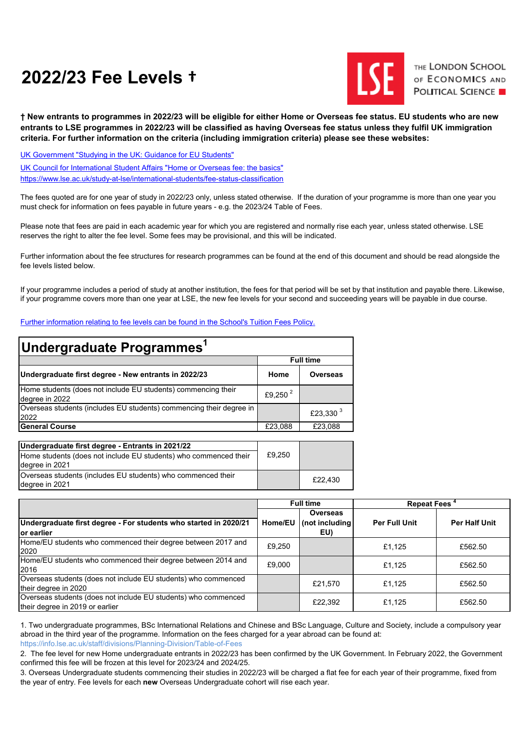# 2022/23 Fee Levels †

THE LONDON SCHOOL OF ECONOMICS AND POLITICAL SCIENCE

**† New entrants to programmes in 2022/23 will be eligible for either Home or Overseas fee status. EU students who are new entrants to LSE programmes in 2022/23 will be classified as having Overseas fee status unless they fulfil UK immigration criteria. For further information on the criteria (including immigration criteria) please see these websites:**

UK Government "Studying in the UK: Guidance for EU Students"

UK Council for International Student Affairs "Home or Overseas fee: the basics"

https://www.lse.ac.uk/study-at-lse/international-students/fee-status-classification

The fees quoted are for one year of study in 2022/23 only, unless stated otherwise. If the duration of your programme is more than one year you must check for information on fees payable in future years - e.g. the 2023/24 Table of Fees.

Please note that fees are paid in each academic year for which you are registered and normally rise each year, unless stated otherwise. LSE reserves the right to alter the fee level. Some fees may be provisional, and this will be indicated.

Further information about the fee structures for research programmes can be found at the end of this document and should be read alongside the fee levels listed below.

If your programme includes a period of study at another institution, the fees for that period will be set by that institution and payable there. Likewise, if your programme covers more than one year at LSE, the new fee levels for your second and succeeding years will be payable in due course.

Further information relating to fee levels can be found in the School's Tuition Fees Policy.

## Undergraduate Programmes[1]

| | Full time | |
|---|---|---|
| **Undergraduate first degree - New entrants in 2022/23** | **Home** | **Overseas** |
| Home students (does not include EU students) commencing their degree in 2022 | £9,250 [2] | |
| Overseas students (includes EU students) commencing their degree in 2022 | | £23,330 [3] |
| **General Course** | £23,088 | £23,088 |

| **Undergraduate first degree - Entrants in 2021/22** | | |
|---|---|---|
| Home students (does not include EU students) who commenced their degree in 2021 | £9,250 | |
| Overseas students (includes EU students) who commenced their degree in 2021 | | £22,430 |

| | Full time | | Repeat Fees [4] | |
|---|---|---|---|---|
| **Undergraduate first degree - For students who started in 2020/21 or earlier** | **Home/EU** | **Overseas (not including EU)** | **Per Full Unit** | **Per Half Unit** |
| Home/EU students who commenced their degree between 2017 and 2020 | £9,250 | | £1,125 | £562.50 |
| Home/EU students who commenced their degree between 2014 and 2016 | £9,000 | | £1,125 | £562.50 |
| Overseas students (does not include EU students) who commenced their degree in 2020 | | £21,570 | £1,125 | £562.50 |
| Overseas students (does not include EU students) who commenced their degree in 2019 or earlier | | £22,392 | £1,125 | £562.50 |

1. Two undergraduate programmes, BSc International Relations and Chinese and BSc Language, Culture and Society, include a compulsory year abroad in the third year of the programme. Information on the fees charged for a year abroad can be found at: https://info.lse.ac.uk/staff/divisions/Planning-Division/Table-of-Fees

2. The fee level for new Home undergraduate entrants in 2022/23 has been confirmed by the UK Government. In February 2022, the Government confirmed this fee will be frozen at this level for 2023/24 and 2024/25.

3. Overseas Undergraduate students commencing their studies in 2022/23 will be charged a flat fee for each year of their programme, fixed from the year of entry. Fee levels for each **new** Overseas Undergraduate cohort will rise each year.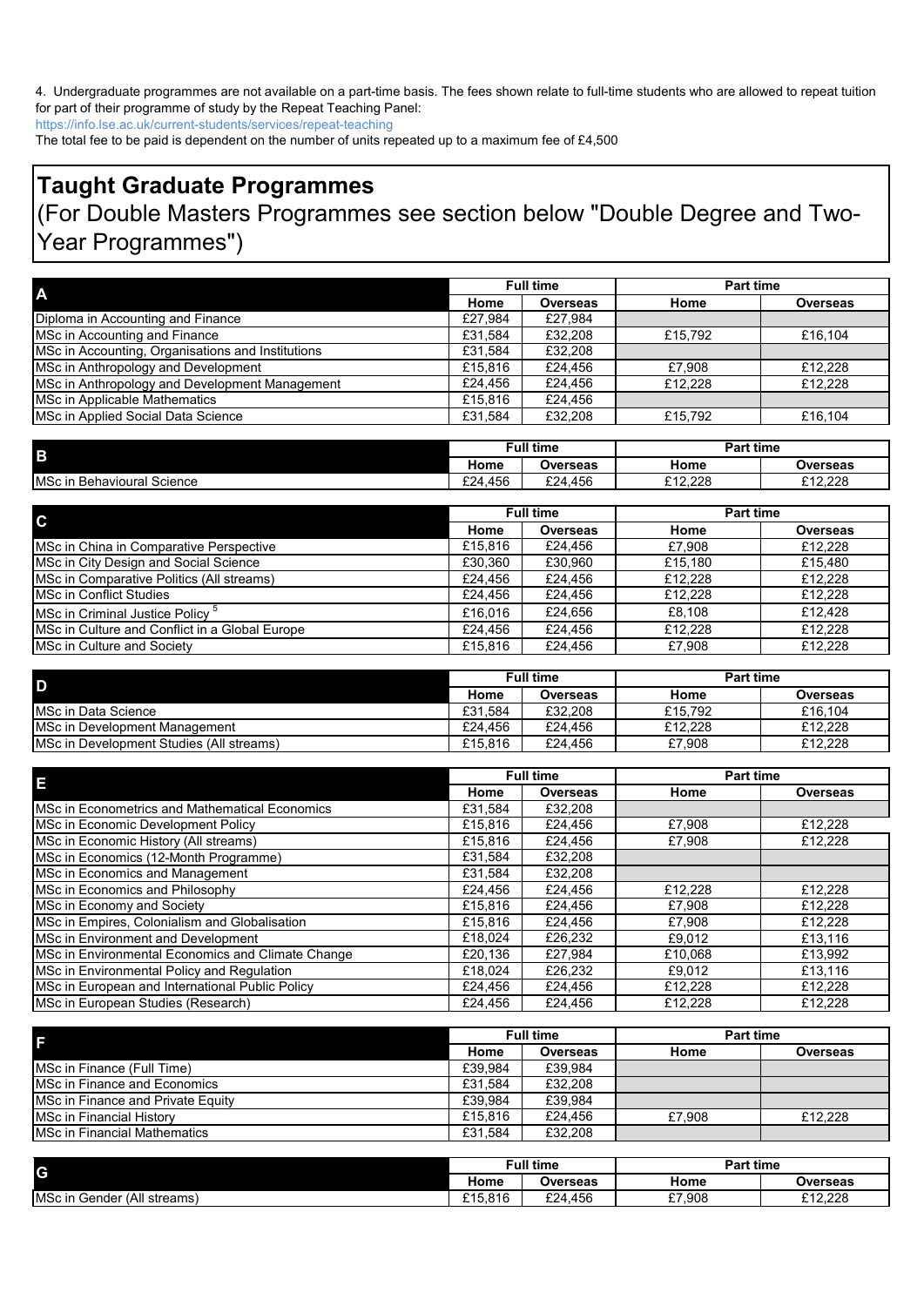4. Undergraduate programmes are not available on a part-time basis. The fees shown relate to full-time students who are allowed to repeat tuition for part of their programme of study by the Repeat Teaching Panel:
https://info.lse.ac.uk/current-students/services/repeat-teaching
The total fee to be paid is dependent on the number of units repeated up to a maximum fee of £4,500

# Taught Graduate Programmes

(For Double Masters Programmes see section below "Double Degree and Two-Year Programmes")

| A | Full time | | Part time | |
|---|---|---|---|---|
| | Home | Overseas | Home | Overseas |
| Diploma in Accounting and Finance | £27,984 | £27,984 | | |
| MSc in Accounting and Finance | £31,584 | £32,208 | £15,792 | £16,104 |
| MSc in Accounting, Organisations and Institutions | £31,584 | £32,208 | | |
| MSc in Anthropology and Development | £15,816 | £24,456 | £7,908 | £12,228 |
| MSc in Anthropology and Development Management | £24,456 | £24,456 | £12,228 | £12,228 |
| MSc in Applicable Mathematics | £15,816 | £24,456 | | |
| MSc in Applied Social Data Science | £31,584 | £32,208 | £15,792 | £16,104 |

| B | Full time | | Part time | |
|---|---|---|---|---|
| | Home | Overseas | Home | Overseas |
| MSc in Behavioural Science | £24,456 | £24,456 | £12,228 | £12,228 |

| C | Full time | | Part time | |
|---|---|---|---|---|
| | Home | Overseas | Home | Overseas |
| MSc in China in Comparative Perspective | £15,816 | £24,456 | £7,908 | £12,228 |
| MSc in City Design and Social Science | £30,360 | £30,960 | £15,180 | £15,480 |
| MSc in Comparative Politics (All streams) | £24,456 | £24,456 | £12,228 | £12,228 |
| MSc in Conflict Studies | £24,456 | £24,456 | £12,228 | £12,228 |
| MSc in Criminal Justice Policy [5] | £16,016 | £24,656 | £8,108 | £12,428 |
| MSc in Culture and Conflict in a Global Europe | £24,456 | £24,456 | £12,228 | £12,228 |
| MSc in Culture and Society | £15,816 | £24,456 | £7,908 | £12,228 |

| D | Full time | | Part time | |
|---|---|---|---|---|
| | Home | Overseas | Home | Overseas |
| MSc in Data Science | £31,584 | £32,208 | £15,792 | £16,104 |
| MSc in Development Management | £24,456 | £24,456 | £12,228 | £12,228 |
| MSc in Development Studies (All streams) | £15,816 | £24,456 | £7,908 | £12,228 |

| E | Full time | | Part time | |
|---|---|---|---|---|
| | Home | Overseas | Home | Overseas |
| MSc in Econometrics and Mathematical Economics | £31,584 | £32,208 | | |
| MSc in Economic Development Policy | £15,816 | £24,456 | £7,908 | £12,228 |
| MSc in Economic History (All streams) | £15,816 | £24,456 | £7,908 | £12,228 |
| MSc in Economics (12-Month Programme) | £31,584 | £32,208 | | |
| MSc in Economics and Management | £31,584 | £32,208 | | |
| MSc in Economics and Philosophy | £24,456 | £24,456 | £12,228 | £12,228 |
| MSc in Economy and Society | £15,816 | £24,456 | £7,908 | £12,228 |
| MSc in Empires, Colonialism and Globalisation | £15,816 | £24,456 | £7,908 | £12,228 |
| MSc in Environment and Development | £18,024 | £26,232 | £9,012 | £13,116 |
| MSc in Environmental Economics and Climate Change | £20,136 | £27,984 | £10,068 | £13,992 |
| MSc in Environmental Policy and Regulation | £18,024 | £26,232 | £9,012 | £13,116 |
| MSc in European and International Public Policy | £24,456 | £24,456 | £12,228 | £12,228 |
| MSc in European Studies (Research) | £24,456 | £24,456 | £12,228 | £12,228 |

| F | Full time | | Part time | |
|---|---|---|---|---|
| | Home | Overseas | Home | Overseas |
| MSc in Finance (Full Time) | £39,984 | £39,984 | | |
| MSc in Finance and Economics | £31,584 | £32,208 | | |
| MSc in Finance and Private Equity | £39,984 | £39,984 | | |
| MSc in Financial History | £15,816 | £24,456 | £7,908 | £12,228 |
| MSc in Financial Mathematics | £31,584 | £32,208 | | |

| G | Full time | | Part time | |
|---|---|---|---|---|
| | Home | Overseas | Home | Overseas |
| MSc in Gender (All streams) | £15,816 | £24,456 | £7,908 | £12,228 |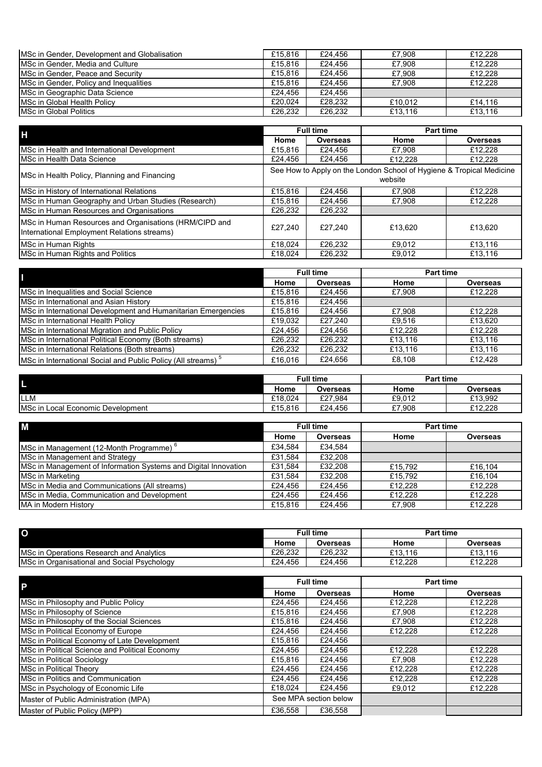| | Full time | | Part time | |
|---|---|---|---|---|
| | Home | Overseas | Home | Overseas |
| MSc in Gender, Development and Globalisation | £15,816 | £24,456 | £7,908 | £12,228 |
| MSc in Gender, Media and Culture | £15,816 | £24,456 | £7,908 | £12,228 |
| MSc in Gender, Peace and Security | £15,816 | £24,456 | £7,908 | £12,228 |
| MSc in Gender, Policy and Inequalities | £15,816 | £24,456 | £7,908 | £12,228 |
| MSc in Geographic Data Science | £24,456 | £24,456 | | |
| MSc in Global Health Policy | £20,024 | £28,232 | £10,012 | £14,116 |
| MSc in Global Politics | £26,232 | £26,232 | £13,116 | £13,116 |

| H | Full time | | Part time | |
|---|---|---|---|---|
| | Home | Overseas | Home | Overseas |
| MSc in Health and International Development | £15,816 | £24,456 | £7,908 | £12,228 |
| MSc in Health Data Science | £24,456 | £24,456 | £12,228 | £12,228 |
| MSc in Health Policy, Planning and Financing | See How to Apply on the London School of Hygiene & Tropical Medicine website | | | |
| MSc in History of International Relations | £15,816 | £24,456 | £7,908 | £12,228 |
| MSc in Human Geography and Urban Studies (Research) | £15,816 | £24,456 | £7,908 | £12,228 |
| MSc in Human Resources and Organisations | £26,232 | £26,232 | | |
| MSc in Human Resources and Organisations (HRM/CIPD and International Employment Relations streams) | £27,240 | £27,240 | £13,620 | £13,620 |
| MSc in Human Rights | £18,024 | £26,232 | £9,012 | £13,116 |
| MSc in Human Rights and Politics | £18,024 | £26,232 | £9,012 | £13,116 |

| I | Full time | | Part time | |
|---|---|---|---|---|
| | Home | Overseas | Home | Overseas |
| MSc in Inequalities and Social Science | £15,816 | £24,456 | £7,908 | £12,228 |
| MSc in International and Asian History | £15,816 | £24,456 | | |
| MSc in International Development and Humanitarian Emergencies | £15,816 | £24,456 | £7,908 | £12,228 |
| MSc in International Health Policy | £19,032 | £27,240 | £9,516 | £13,620 |
| MSc in International Migration and Public Policy | £24,456 | £24,456 | £12,228 | £12,228 |
| MSc in International Political Economy (Both streams) | £26,232 | £26,232 | £13,116 | £13,116 |
| MSc in International Relations (Both streams) | £26,232 | £26,232 | £13,116 | £13,116 |
| MSc in International Social and Public Policy (All streams) [5] | £16,016 | £24,656 | £8,108 | £12,428 |

| L | Full time | | Part time | |
|---|---|---|---|---|
| | Home | Overseas | Home | Overseas |
| LLM | £18,024 | £27,984 | £9,012 | £13,992 |
| MSc in Local Economic Development | £15,816 | £24,456 | £7,908 | £12,228 |

| M | Full time | | Part time | |
|---|---|---|---|---|
| | Home | Overseas | Home | Overseas |
| MSc in Management (12-Month Programme) [6] | £34,584 | £34,584 | | |
| MSc in Management and Strategy | £31,584 | £32,208 | | |
| MSc in Management of Information Systems and Digital Innovation | £31,584 | £32,208 | £15,792 | £16,104 |
| MSc in Marketing | £31,584 | £32,208 | £15,792 | £16,104 |
| MSc in Media and Communications (All streams) | £24,456 | £24,456 | £12,228 | £12,228 |
| MSc in Media, Communication and Development | £24,456 | £24,456 | £12,228 | £12,228 |
| MA in Modern History | £15,816 | £24,456 | £7,908 | £12,228 |

| O | Full time | | Part time | |
|---|---|---|---|---|
| | Home | Overseas | Home | Overseas |
| MSc in Operations Research and Analytics | £26,232 | £26,232 | £13,116 | £13,116 |
| MSc in Organisational and Social Psychology | £24,456 | £24,456 | £12,228 | £12,228 |

| P | Full time | | Part time | |
|---|---|---|---|---|
| | Home | Overseas | Home | Overseas |
| MSc in Philosophy and Public Policy | £24,456 | £24,456 | £12,228 | £12,228 |
| MSc in Philosophy of Science | £15,816 | £24,456 | £7,908 | £12,228 |
| MSc in Philosophy of the Social Sciences | £15,816 | £24,456 | £7,908 | £12,228 |
| MSc in Political Economy of Europe | £24,456 | £24,456 | £12,228 | £12,228 |
| MSc in Political Economy of Late Development | £15,816 | £24,456 | | |
| MSc in Political Science and Political Economy | £24,456 | £24,456 | £12,228 | £12,228 |
| MSc in Political Sociology | £15,816 | £24,456 | £7,908 | £12,228 |
| MSc in Political Theory | £24,456 | £24,456 | £12,228 | £12,228 |
| MSc in Politics and Communication | £24,456 | £24,456 | £12,228 | £12,228 |
| MSc in Psychology of Economic Life | £18,024 | £24,456 | £9,012 | £12,228 |
| Master of Public Administration (MPA) | See MPA section below | | | |
| Master of Public Policy (MPP) | £36,558 | £36,558 | | |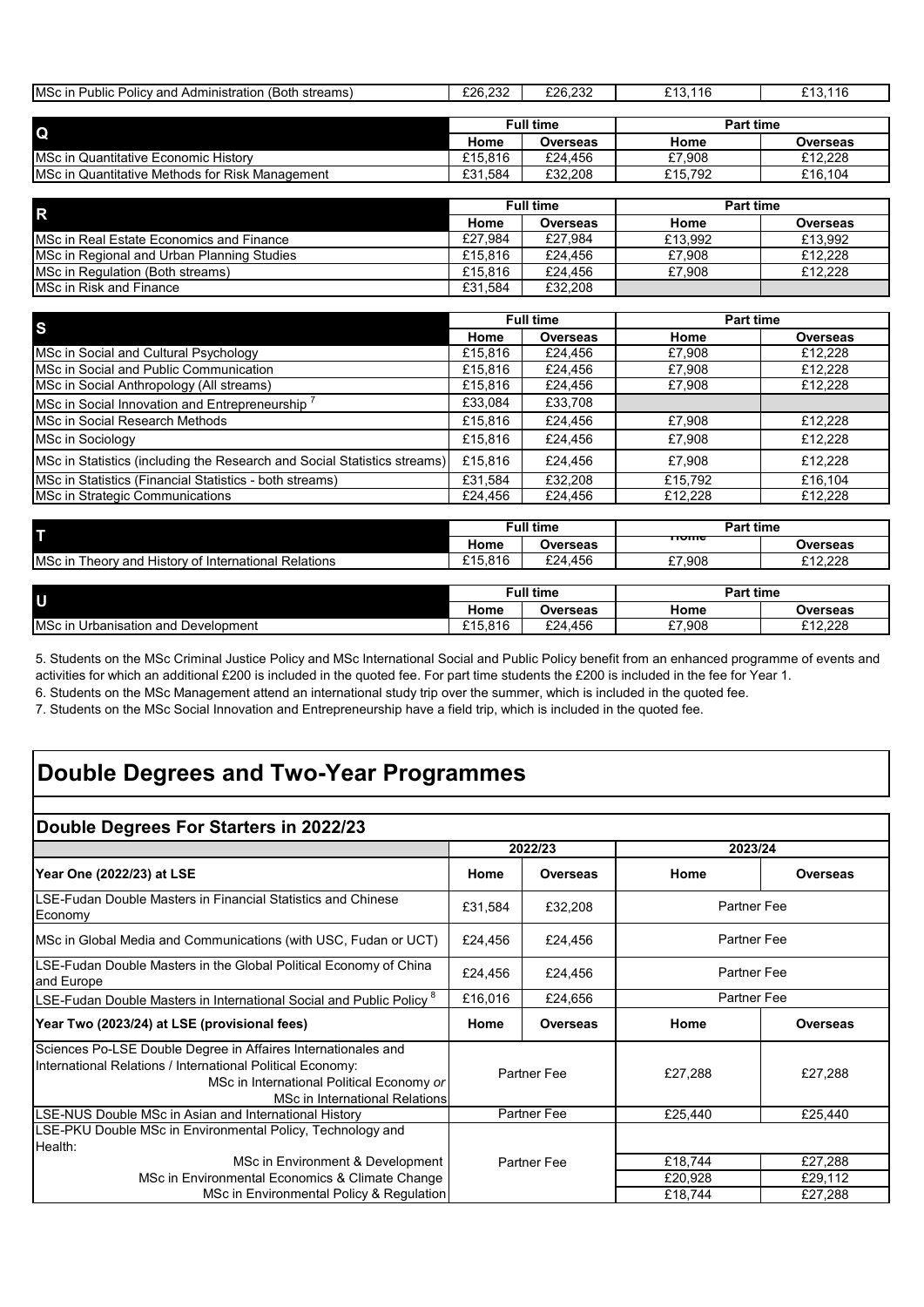| | Home | Overseas | Home | Overseas |
|---|---|---|---|---|
| MSc in Public Policy and Administration (Both streams) | £26,232 | £26,232 | £13,116 | £13,116 |

| Q | Full time | | Part time | |
|---|---|---|---|---|
| | Home | Overseas | Home | Overseas |
| MSc in Quantitative Economic History | £15,816 | £24,456 | £7,908 | £12,228 |
| MSc in Quantitative Methods for Risk Management | £31,584 | £32,208 | £15,792 | £16,104 |

| R | Full time | | Part time | |
|---|---|---|---|---|
| | Home | Overseas | Home | Overseas |
| MSc in Real Estate Economics and Finance | £27,984 | £27,984 | £13,992 | £13,992 |
| MSc in Regional and Urban Planning Studies | £15,816 | £24,456 | £7,908 | £12,228 |
| MSc in Regulation (Both streams) | £15,816 | £24,456 | £7,908 | £12,228 |
| MSc in Risk and Finance | £31,584 | £32,208 | | |

| S | Full time | | Part time | |
|---|---|---|---|---|
| | Home | Overseas | Home | Overseas |
| MSc in Social and Cultural Psychology | £15,816 | £24,456 | £7,908 | £12,228 |
| MSc in Social and Public Communication | £15,816 | £24,456 | £7,908 | £12,228 |
| MSc in Social Anthropology (All streams) | £15,816 | £24,456 | £7,908 | £12,228 |
| MSc in Social Innovation and Entrepreneurship [7] | £33,084 | £33,708 | | |
| MSc in Social Research Methods | £15,816 | £24,456 | £7,908 | £12,228 |
| MSc in Sociology | £15,816 | £24,456 | £7,908 | £12,228 |
| MSc in Statistics (including the Research and Social Statistics streams) | £15,816 | £24,456 | £7,908 | £12,228 |
| MSc in Statistics (Financial Statistics - both streams) | £31,584 | £32,208 | £15,792 | £16,104 |
| MSc in Strategic Communications | £24,456 | £24,456 | £12,228 | £12,228 |

| T | Full time | | Part time | |
|---|---|---|---|---|
| | Home | Overseas | Home | Overseas |
| MSc in Theory and History of International Relations | £15,816 | £24,456 | £7,908 | £12,228 |

| U | Full time | | Part time | |
|---|---|---|---|---|
| | Home | Overseas | Home | Overseas |
| MSc in Urbanisation and Development | £15,816 | £24,456 | £7,908 | £12,228 |

5. Students on the MSc Criminal Justice Policy and MSc International Social and Public Policy benefit from an enhanced programme of events and activities for which an additional £200 is included in the quoted fee. For part time students the £200 is included in the fee for Year 1.

6. Students on the MSc Management attend an international study trip over the summer, which is included in the quoted fee.

7. Students on the MSc Social Innovation and Entrepreneurship have a field trip, which is included in the quoted fee.

# Double Degrees and Two-Year Programmes

## Double Degrees For Starters in 2022/23

| | 2022/23 | | 2023/24 | |
|---|---|---|---|---|
| **Year One (2022/23) at LSE** | **Home** | **Overseas** | **Home** | **Overseas** |
| LSE-Fudan Double Masters in Financial Statistics and Chinese Economy | £31,584 | £32,208 | Partner Fee | |
| MSc in Global Media and Communications (with USC, Fudan or UCT) | £24,456 | £24,456 | Partner Fee | |
| LSE-Fudan Double Masters in the Global Political Economy of China and Europe | £24,456 | £24,456 | Partner Fee | |
| LSE-Fudan Double Masters in International Social and Public Policy [8] | £16,016 | £24,656 | Partner Fee | |
| **Year Two (2023/24) at LSE (provisional fees)** | **Home** | **Overseas** | **Home** | **Overseas** |
| Sciences Po-LSE Double Degree in Affaires Internationales and International Relations / International Political Economy: MSc in International Political Economy *or* MSc in International Relations | Partner Fee | | £27,288 | £27,288 |
| LSE-NUS Double MSc in Asian and International History | Partner Fee | | £25,440 | £25,440 |
| LSE-PKU Double MSc in Environmental Policy, Technology and Health: | Partner Fee | | | |
| MSc in Environment & Development | | | £18,744 | £27,288 |
| MSc in Environmental Economics & Climate Change | | | £20,928 | £29,112 |
| MSc in Environmental Policy & Regulation | | | £18,744 | £27,288 |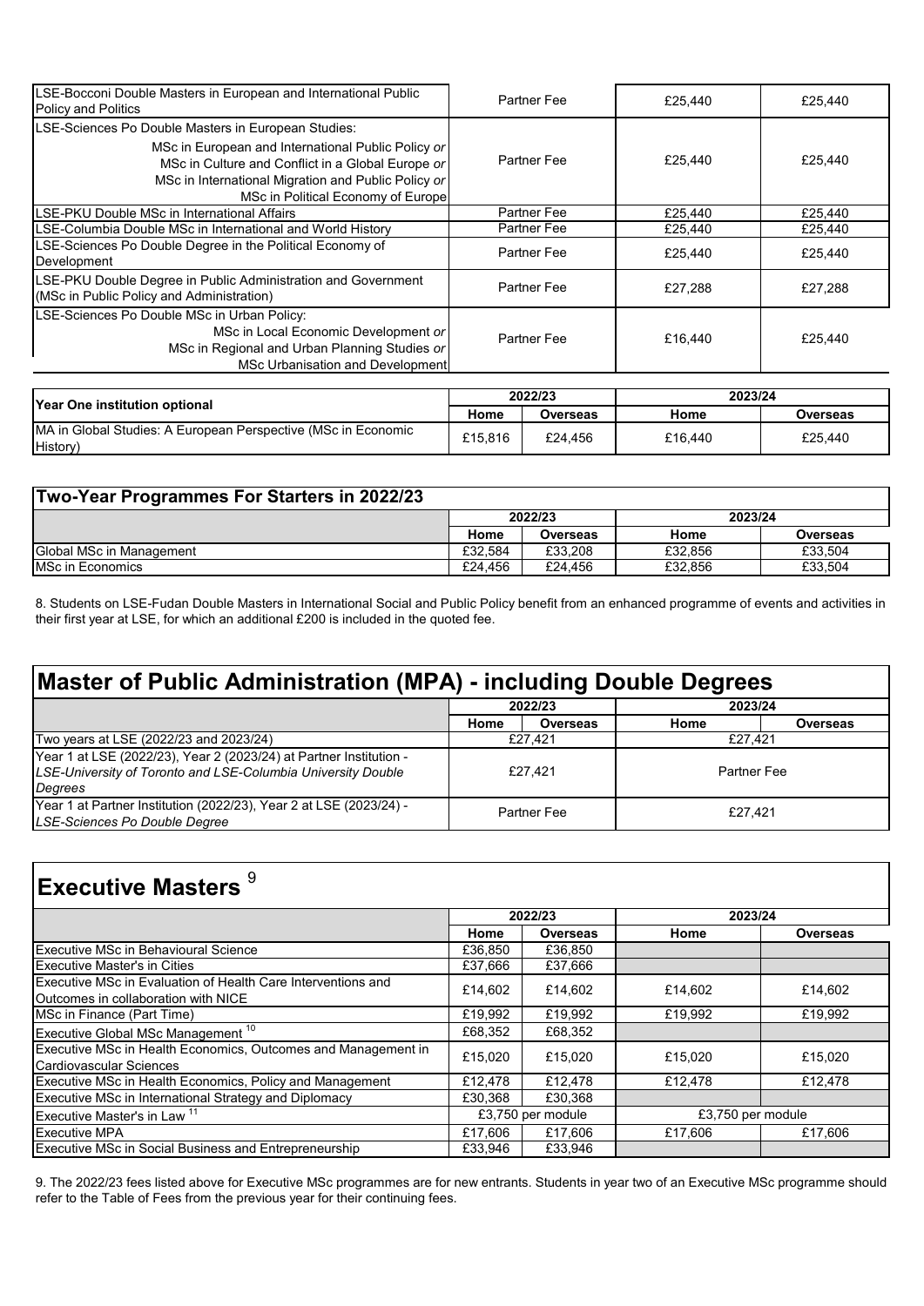| | | | |
|---|---|---|---|
| LSE-Bocconi Double Masters in European and International Public Policy and Politics | Partner Fee | £25,440 | £25,440 |
| LSE-Sciences Po Double Masters in European Studies: MSc in European and International Public Policy *or* MSc in Culture and Conflict in a Global Europe *or* MSc in International Migration and Public Policy *or* MSc in Political Economy of Europe | Partner Fee | £25,440 | £25,440 |
| LSE-PKU Double MSc in International Affairs | Partner Fee | £25,440 | £25,440 |
| LSE-Columbia Double MSc in International and World History | Partner Fee | £25,440 | £25,440 |
| LSE-Sciences Po Double Degree in the Political Economy of Development | Partner Fee | £25,440 | £25,440 |
| LSE-PKU Double Degree in Public Administration and Government (MSc in Public Policy and Administration) | Partner Fee | £27,288 | £27,288 |
| LSE-Sciences Po Double MSc in Urban Policy: MSc in Local Economic Development *or* MSc in Regional and Urban Planning Studies *or* MSc Urbanisation and Development | Partner Fee | £16,440 | £25,440 |

| **Year One institution optional** | 2022/23 | | 2023/24 | |
|---|---|---|---|---|
| | **Home** | **Overseas** | **Home** | **Overseas** |
| MA in Global Studies: A European Perspective (MSc in Economic History) | £15,816 | £24,456 | £16,440 | £25,440 |

## Two-Year Programmes For Starters in 2022/23

| | 2022/23 | | 2023/24 | |
|---|---|---|---|---|
| | **Home** | **Overseas** | **Home** | **Overseas** |
| Global MSc in Management | £32,584 | £33,208 | £32,856 | £33,504 |
| MSc in Economics | £24,456 | £24,456 | £32,856 | £33,504 |

8. Students on LSE-Fudan Double Masters in International Social and Public Policy benefit from an enhanced programme of events and activities in their first year at LSE, for which an additional £200 is included in the quoted fee.

## Master of Public Administration (MPA) - including Double Degrees

| | 2022/23 | | 2023/24 | |
|---|---|---|---|---|
| | **Home** | **Overseas** | **Home** | **Overseas** |
| Two years at LSE (2022/23 and 2023/24) | £27,421 | | £27,421 | |
| Year 1 at LSE (2022/23), Year 2 (2023/24) at Partner Institution - *LSE-University of Toronto and LSE-Columbia University Double Degrees* | £27,421 | | Partner Fee | |
| Year 1 at Partner Institution (2022/23), Year 2 at LSE (2023/24) - *LSE-Sciences Po Double Degree* | Partner Fee | | £27,421 | |

## Executive Masters [9]

| | 2022/23 | | 2023/24 | |
|---|---|---|---|---|
| | **Home** | **Overseas** | **Home** | **Overseas** |
| Executive MSc in Behavioural Science | £36,850 | £36,850 | | |
| Executive Master's in Cities | £37,666 | £37,666 | | |
| Executive MSc in Evaluation of Health Care Interventions and Outcomes in collaboration with NICE | £14,602 | £14,602 | £14,602 | £14,602 |
| MSc in Finance (Part Time) | £19,992 | £19,992 | £19,992 | £19,992 |
| Executive Global MSc Management [10] | £68,352 | £68,352 | | |
| Executive MSc in Health Economics, Outcomes and Management in Cardiovascular Sciences | £15,020 | £15,020 | £15,020 | £15,020 |
| Executive MSc in Health Economics, Policy and Management | £12,478 | £12,478 | £12,478 | £12,478 |
| Executive MSc in International Strategy and Diplomacy | £30,368 | £30,368 | | |
| Executive Master's in Law [11] | £3,750 per module | | £3,750 per module | |
| Executive MPA | £17,606 | £17,606 | £17,606 | £17,606 |
| Executive MSc in Social Business and Entrepreneurship | £33,946 | £33,946 | | |

9. The 2022/23 fees listed above for Executive MSc programmes are for new entrants. Students in year two of an Executive MSc programme should refer to the Table of Fees from the previous year for their continuing fees.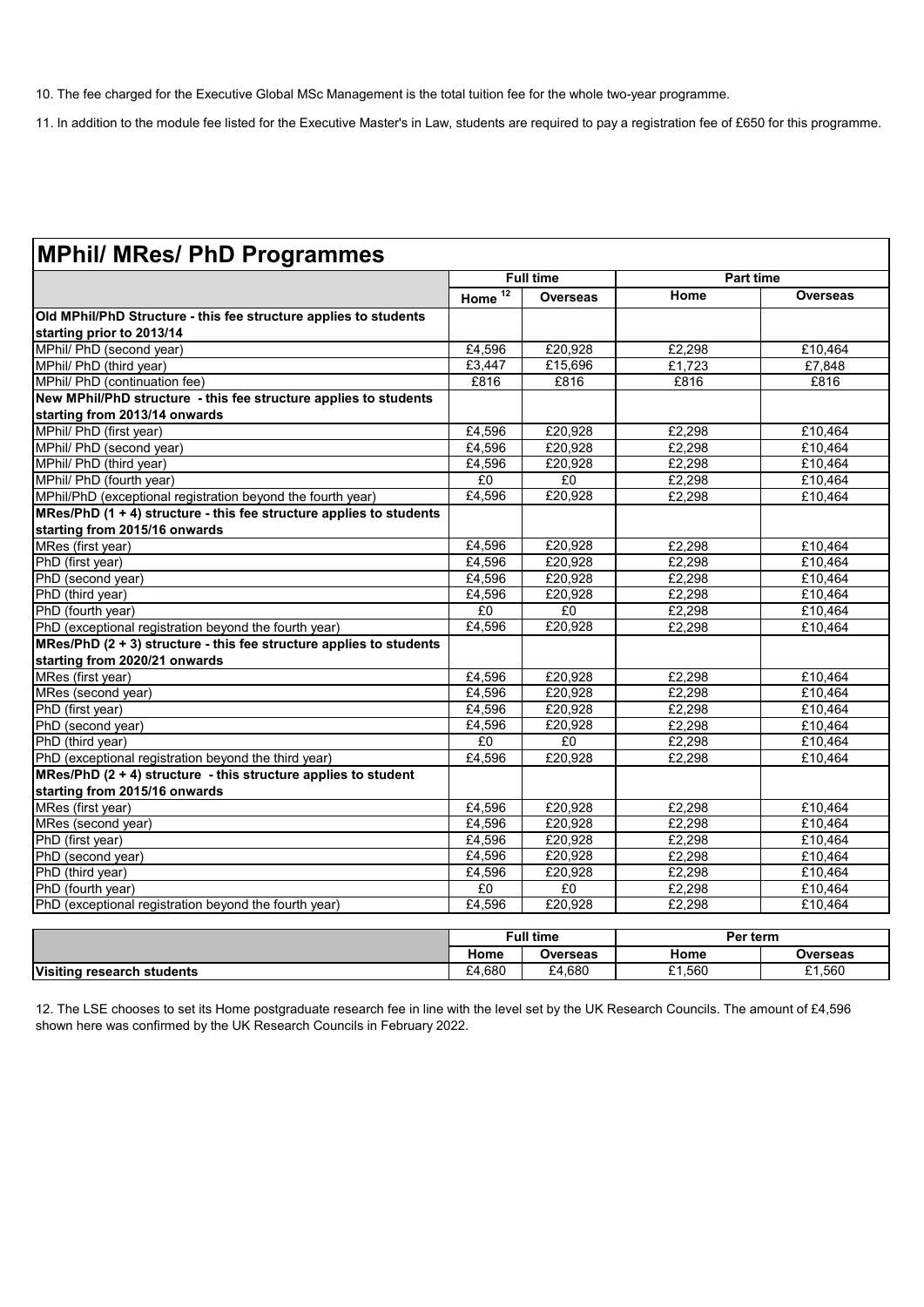10. The fee charged for the Executive Global MSc Management is the total tuition fee for the whole two-year programme.

11. In addition to the module fee listed for the Executive Master's in Law, students are required to pay a registration fee of £650 for this programme.

## MPhil/ MRes/ PhD Programmes

| | Full time | | Part time | |
|---|---|---|---|---|
| | Home [12] | Overseas | Home | Overseas |
| **Old MPhil/PhD Structure - this fee structure applies to students starting prior to 2013/14** | | | | |
| MPhil/ PhD (second year) | £4,596 | £20,928 | £2,298 | £10,464 |
| MPhil/ PhD (third year) | £3,447 | £15,696 | £1,723 | £7,848 |
| MPhil/ PhD (continuation fee) | £816 | £816 | £816 | £816 |
| **New MPhil/PhD structure - this fee structure applies to students starting from 2013/14 onwards** | | | | |
| MPhil/ PhD (first year) | £4,596 | £20,928 | £2,298 | £10,464 |
| MPhil/ PhD (second year) | £4,596 | £20,928 | £2,298 | £10,464 |
| MPhil/ PhD (third year) | £4,596 | £20,928 | £2,298 | £10,464 |
| MPhil/ PhD (fourth year) | £0 | £0 | £2,298 | £10,464 |
| MPhil/PhD (exceptional registration beyond the fourth year) | £4,596 | £20,928 | £2,298 | £10,464 |
| **MRes/PhD (1 + 4) structure - this fee structure applies to students starting from 2015/16 onwards** | | | | |
| MRes (first year) | £4,596 | £20,928 | £2,298 | £10,464 |
| PhD (first year) | £4,596 | £20,928 | £2,298 | £10,464 |
| PhD (second year) | £4,596 | £20,928 | £2,298 | £10,464 |
| PhD (third year) | £4,596 | £20,928 | £2,298 | £10,464 |
| PhD (fourth year) | £0 | £0 | £2,298 | £10,464 |
| PhD (exceptional registration beyond the fourth year) | £4,596 | £20,928 | £2,298 | £10,464 |
| **MRes/PhD (2 + 3) structure - this fee structure applies to students starting from 2020/21 onwards** | | | | |
| MRes (first year) | £4,596 | £20,928 | £2,298 | £10,464 |
| MRes (second year) | £4,596 | £20,928 | £2,298 | £10,464 |
| PhD (first year) | £4,596 | £20,928 | £2,298 | £10,464 |
| PhD (second year) | £4,596 | £20,928 | £2,298 | £10,464 |
| PhD (third year) | £0 | £0 | £2,298 | £10,464 |
| PhD (exceptional registration beyond the third year) | £4,596 | £20,928 | £2,298 | £10,464 |
| **MRes/PhD (2 + 4) structure - this structure applies to student starting from 2015/16 onwards** | | | | |
| MRes (first year) | £4,596 | £20,928 | £2,298 | £10,464 |
| MRes (second year) | £4,596 | £20,928 | £2,298 | £10,464 |
| PhD (first year) | £4,596 | £20,928 | £2,298 | £10,464 |
| PhD (second year) | £4,596 | £20,928 | £2,298 | £10,464 |
| PhD (third year) | £4,596 | £20,928 | £2,298 | £10,464 |
| PhD (fourth year) | £0 | £0 | £2,298 | £10,464 |
| PhD (exceptional registration beyond the fourth year) | £4,596 | £20,928 | £2,298 | £10,464 |

| | Full time | | Per term | |
|---|---|---|---|---|
| | Home | Overseas | Home | Overseas |
| **Visiting research students** | £4,680 | £4,680 | £1,560 | £1,560 |

12. The LSE chooses to set its Home postgraduate research fee in line with the level set by the UK Research Councils. The amount of £4,596 shown here was confirmed by the UK Research Councils in February 2022.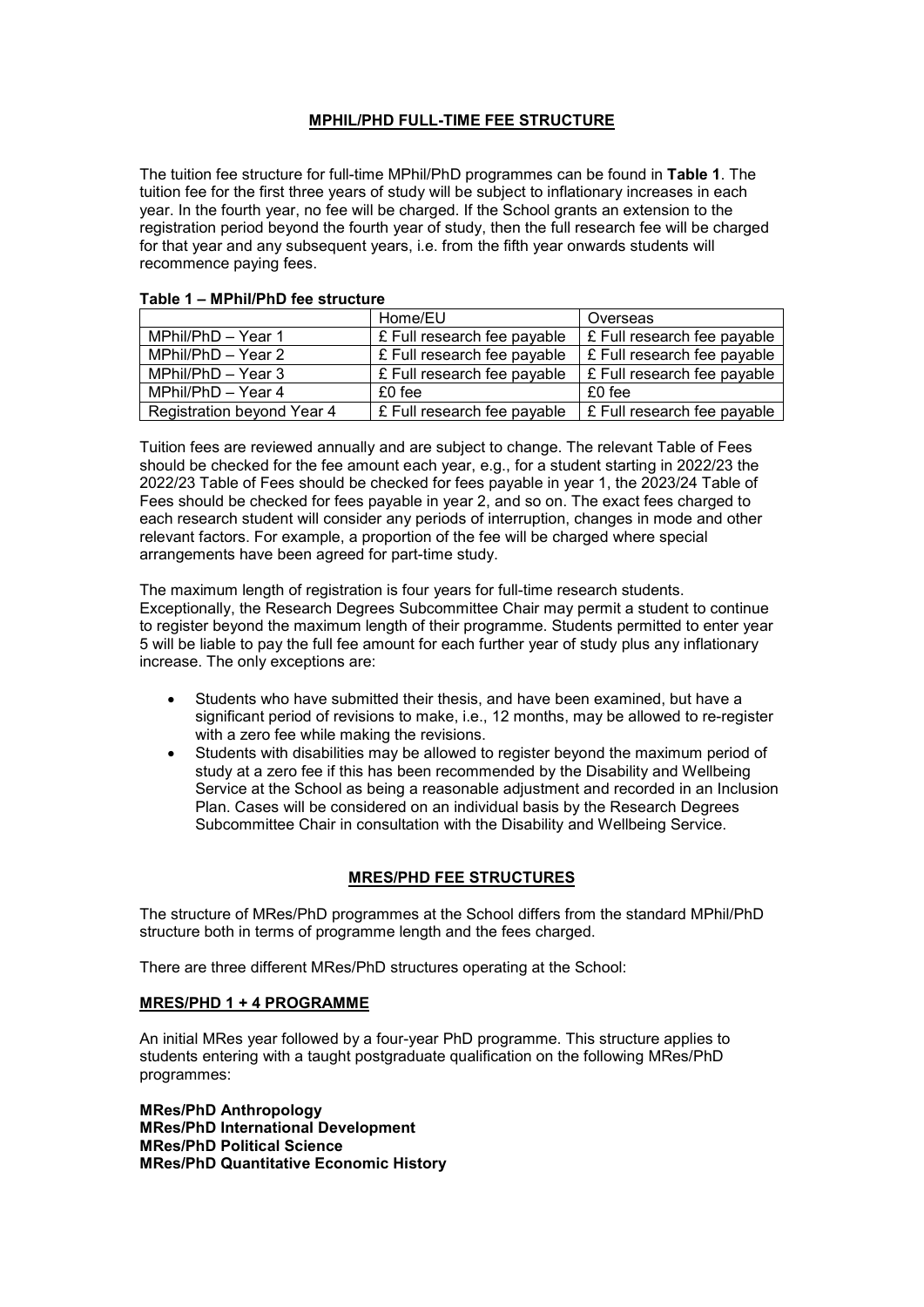## MPHIL/PHD FULL-TIME FEE STRUCTURE

The tuition fee structure for full-time MPhil/PhD programmes can be found in **Table 1**. The tuition fee for the first three years of study will be subject to inflationary increases in each year. In the fourth year, no fee will be charged. If the School grants an extension to the registration period beyond the fourth year of study, then the full research fee will be charged for that year and any subsequent years, i.e. from the fifth year onwards students will recommence paying fees.

**Table 1 – MPhil/PhD fee structure**

| | Home/EU | Overseas |
|---|---|---|
| MPhil/PhD – Year 1 | £ Full research fee payable | £ Full research fee payable |
| MPhil/PhD – Year 2 | £ Full research fee payable | £ Full research fee payable |
| MPhil/PhD – Year 3 | £ Full research fee payable | £ Full research fee payable |
| MPhil/PhD – Year 4 | £0 fee | £0 fee |
| Registration beyond Year 4 | £ Full research fee payable | £ Full research fee payable |

Tuition fees are reviewed annually and are subject to change. The relevant Table of Fees should be checked for the fee amount each year, e.g., for a student starting in 2022/23 the 2022/23 Table of Fees should be checked for fees payable in year 1, the 2023/24 Table of Fees should be checked for fees payable in year 2, and so on. The exact fees charged to each research student will consider any periods of interruption, changes in mode and other relevant factors. For example, a proportion of the fee will be charged where special arrangements have been agreed for part-time study.

The maximum length of registration is four years for full-time research students. Exceptionally, the Research Degrees Subcommittee Chair may permit a student to continue to register beyond the maximum length of their programme. Students permitted to enter year 5 will be liable to pay the full fee amount for each further year of study plus any inflationary increase. The only exceptions are:

- Students who have submitted their thesis, and have been examined, but have a significant period of revisions to make, i.e., 12 months, may be allowed to re-register with a zero fee while making the revisions.
- Students with disabilities may be allowed to register beyond the maximum period of study at a zero fee if this has been recommended by the Disability and Wellbeing Service at the School as being a reasonable adjustment and recorded in an Inclusion Plan. Cases will be considered on an individual basis by the Research Degrees Subcommittee Chair in consultation with the Disability and Wellbeing Service.

## MRES/PHD FEE STRUCTURES

The structure of MRes/PhD programmes at the School differs from the standard MPhil/PhD structure both in terms of programme length and the fees charged.

There are three different MRes/PhD structures operating at the School:

### MRES/PHD 1 + 4 PROGRAMME

An initial MRes year followed by a four-year PhD programme. This structure applies to students entering with a taught postgraduate qualification on the following MRes/PhD programmes:

**MRes/PhD Anthropology**
**MRes/PhD International Development**
**MRes/PhD Political Science**
**MRes/PhD Quantitative Economic History**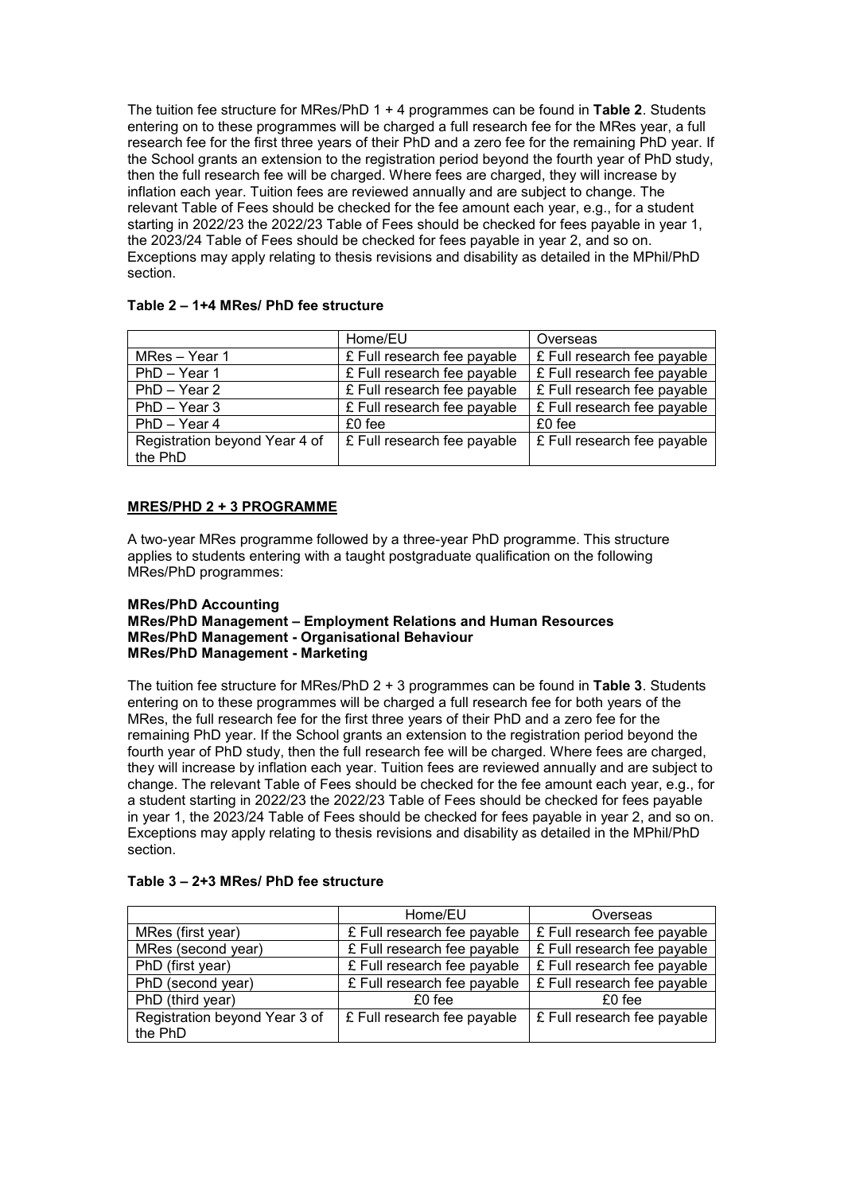The tuition fee structure for MRes/PhD 1 + 4 programmes can be found in **Table 2**. Students entering on to these programmes will be charged a full research fee for the MRes year, a full research fee for the first three years of their PhD and a zero fee for the remaining PhD year. If the School grants an extension to the registration period beyond the fourth year of PhD study, then the full research fee will be charged. Where fees are charged, they will increase by inflation each year. Tuition fees are reviewed annually and are subject to change. The relevant Table of Fees should be checked for the fee amount each year, e.g., for a student starting in 2022/23 the 2022/23 Table of Fees should be checked for fees payable in year 1, the 2023/24 Table of Fees should be checked for fees payable in year 2, and so on. Exceptions may apply relating to thesis revisions and disability as detailed in the MPhil/PhD section.

**Table 2 – 1+4 MRes/ PhD fee structure**

| | Home/EU | Overseas |
|---|---|---|
| MRes – Year 1 | £ Full research fee payable | £ Full research fee payable |
| PhD – Year 1 | £ Full research fee payable | £ Full research fee payable |
| PhD – Year 2 | £ Full research fee payable | £ Full research fee payable |
| PhD – Year 3 | £ Full research fee payable | £ Full research fee payable |
| PhD – Year 4 | £0 fee | £0 fee |
| Registration beyond Year 4 of the PhD | £ Full research fee payable | £ Full research fee payable |

## MRES/PHD 2 + 3 PROGRAMME

A two-year MRes programme followed by a three-year PhD programme. This structure applies to students entering with a taught postgraduate qualification on the following MRes/PhD programmes:

**MRes/PhD Accounting**
**MRes/PhD Management – Employment Relations and Human Resources**
**MRes/PhD Management - Organisational Behaviour**
**MRes/PhD Management - Marketing**

The tuition fee structure for MRes/PhD 2 + 3 programmes can be found in **Table 3**. Students entering on to these programmes will be charged a full research fee for both years of the MRes, the full research fee for the first three years of their PhD and a zero fee for the remaining PhD year. If the School grants an extension to the registration period beyond the fourth year of PhD study, then the full research fee will be charged. Where fees are charged, they will increase by inflation each year. Tuition fees are reviewed annually and are subject to change. The relevant Table of Fees should be checked for the fee amount each year, e.g., for a student starting in 2022/23 the 2022/23 Table of Fees should be checked for fees payable in year 1, the 2023/24 Table of Fees should be checked for fees payable in year 2, and so on. Exceptions may apply relating to thesis revisions and disability as detailed in the MPhil/PhD section.

**Table 3 – 2+3 MRes/ PhD fee structure**

| | Home/EU | Overseas |
|---|---|---|
| MRes (first year) | £ Full research fee payable | £ Full research fee payable |
| MRes (second year) | £ Full research fee payable | £ Full research fee payable |
| PhD (first year) | £ Full research fee payable | £ Full research fee payable |
| PhD (second year) | £ Full research fee payable | £ Full research fee payable |
| PhD (third year) | £0 fee | £0 fee |
| Registration beyond Year 3 of the PhD | £ Full research fee payable | £ Full research fee payable |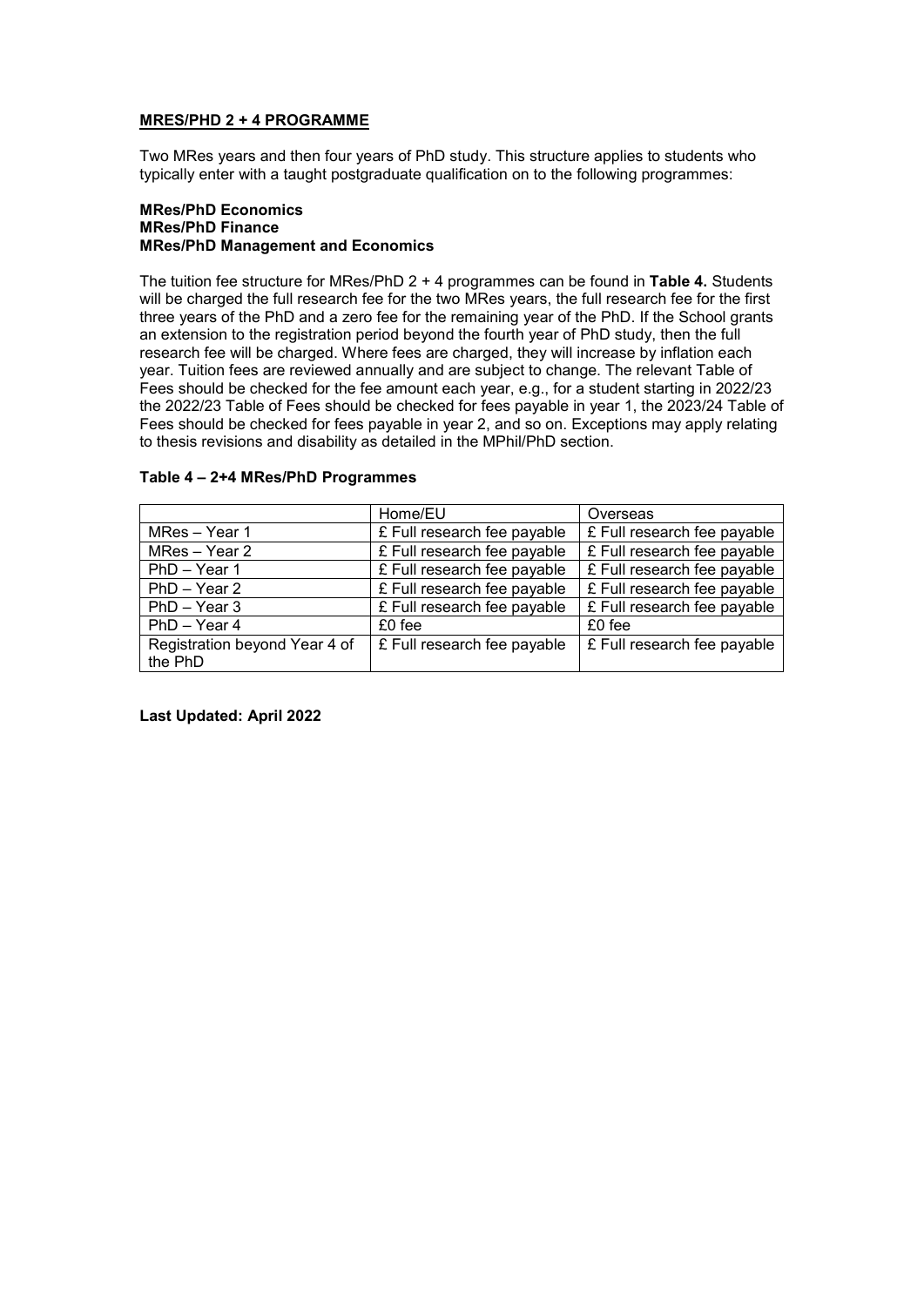## MRES/PHD 2 + 4 PROGRAMME

Two MRes years and then four years of PhD study. This structure applies to students who typically enter with a taught postgraduate qualification on to the following programmes:

**MRes/PhD Economics**
**MRes/PhD Finance**
**MRes/PhD Management and Economics**

The tuition fee structure for MRes/PhD 2 + 4 programmes can be found in **Table 4.** Students will be charged the full research fee for the two MRes years, the full research fee for the first three years of the PhD and a zero fee for the remaining year of the PhD. If the School grants an extension to the registration period beyond the fourth year of PhD study, then the full research fee will be charged. Where fees are charged, they will increase by inflation each year. Tuition fees are reviewed annually and are subject to change. The relevant Table of Fees should be checked for the fee amount each year, e.g., for a student starting in 2022/23 the 2022/23 Table of Fees should be checked for fees payable in year 1, the 2023/24 Table of Fees should be checked for fees payable in year 2, and so on. Exceptions may apply relating to thesis revisions and disability as detailed in the MPhil/PhD section.

**Table 4 – 2+4 MRes/PhD Programmes**

| | Home/EU | Overseas |
|---|---|---|
| MRes – Year 1 | £ Full research fee payable | £ Full research fee payable |
| MRes – Year 2 | £ Full research fee payable | £ Full research fee payable |
| PhD – Year 1 | £ Full research fee payable | £ Full research fee payable |
| PhD – Year 2 | £ Full research fee payable | £ Full research fee payable |
| PhD – Year 3 | £ Full research fee payable | £ Full research fee payable |
| PhD – Year 4 | £0 fee | £0 fee |
| Registration beyond Year 4 of the PhD | £ Full research fee payable | £ Full research fee payable |

**Last Updated: April 2022**